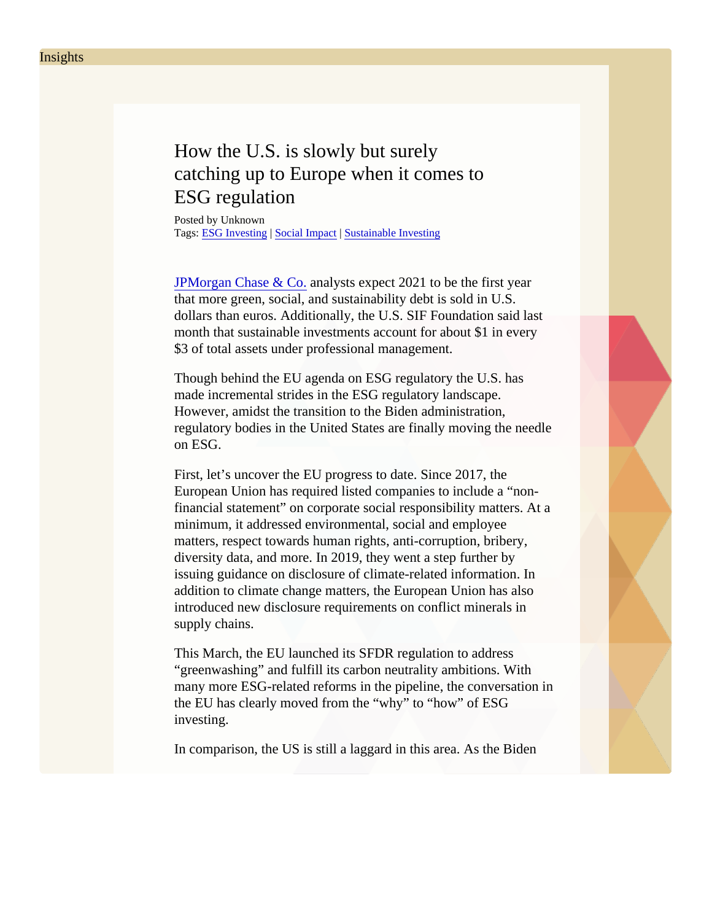Insights

# How the U.S. is slowly but surely catching up to Europe when it comes to ESG regulation

Posted by Unknown
Tags: ESG Investing | Social Impact | Sustainable Investing

JPMorgan Chase & Co. analysts expect 2021 to be the first year that more green, social, and sustainability debt is sold in U.S. dollars than euros. Additionally, the U.S. SIF Foundation said last month that sustainable investments account for about $1 in every $3 of total assets under professional management.

Though behind the EU agenda on ESG regulatory the U.S. has made incremental strides in the ESG regulatory landscape. However, amidst the transition to the Biden administration, regulatory bodies in the United States are finally moving the needle on ESG.

First, let's uncover the EU progress to date. Since 2017, the European Union has required listed companies to include a "non-financial statement" on corporate social responsibility matters. At a minimum, it addressed environmental, social and employee matters, respect towards human rights, anti-corruption, bribery, diversity data, and more. In 2019, they went a step further by issuing guidance on disclosure of climate-related information. In addition to climate change matters, the European Union has also introduced new disclosure requirements on conflict minerals in supply chains.

This March, the EU launched its SFDR regulation to address "greenwashing" and fulfill its carbon neutrality ambitions. With many more ESG-related reforms in the pipeline, the conversation in the EU has clearly moved from the "why" to "how" of ESG investing.

In comparison, the US is still a laggard in this area. As the Biden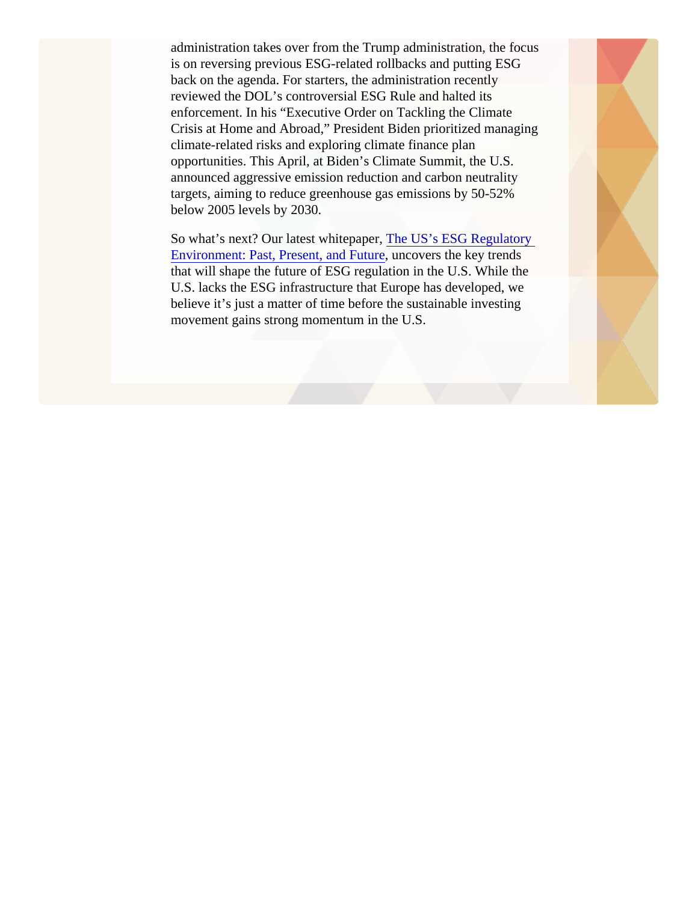administration takes over from the Trump administration, the focus is on reversing previous ESG-related rollbacks and putting ESG back on the agenda. For starters, the administration recently reviewed the DOL's controversial ESG Rule and halted its enforcement. In his "Executive Order on Tackling the Climate Crisis at Home and Abroad," President Biden prioritized managing climate-related risks and exploring climate finance plan opportunities. This April, at Biden's Climate Summit, the U.S. announced aggressive emission reduction and carbon neutrality targets, aiming to reduce greenhouse gas emissions by 50-52% below 2005 levels by 2030.

So what's next? Our latest whitepaper, The US's ESG Regulatory Environment: Past, Present, and Future, uncovers the key trends that will shape the future of ESG regulation in the U.S. While the U.S. lacks the ESG infrastructure that Europe has developed, we believe it's just a matter of time before the sustainable investing movement gains strong momentum in the U.S.